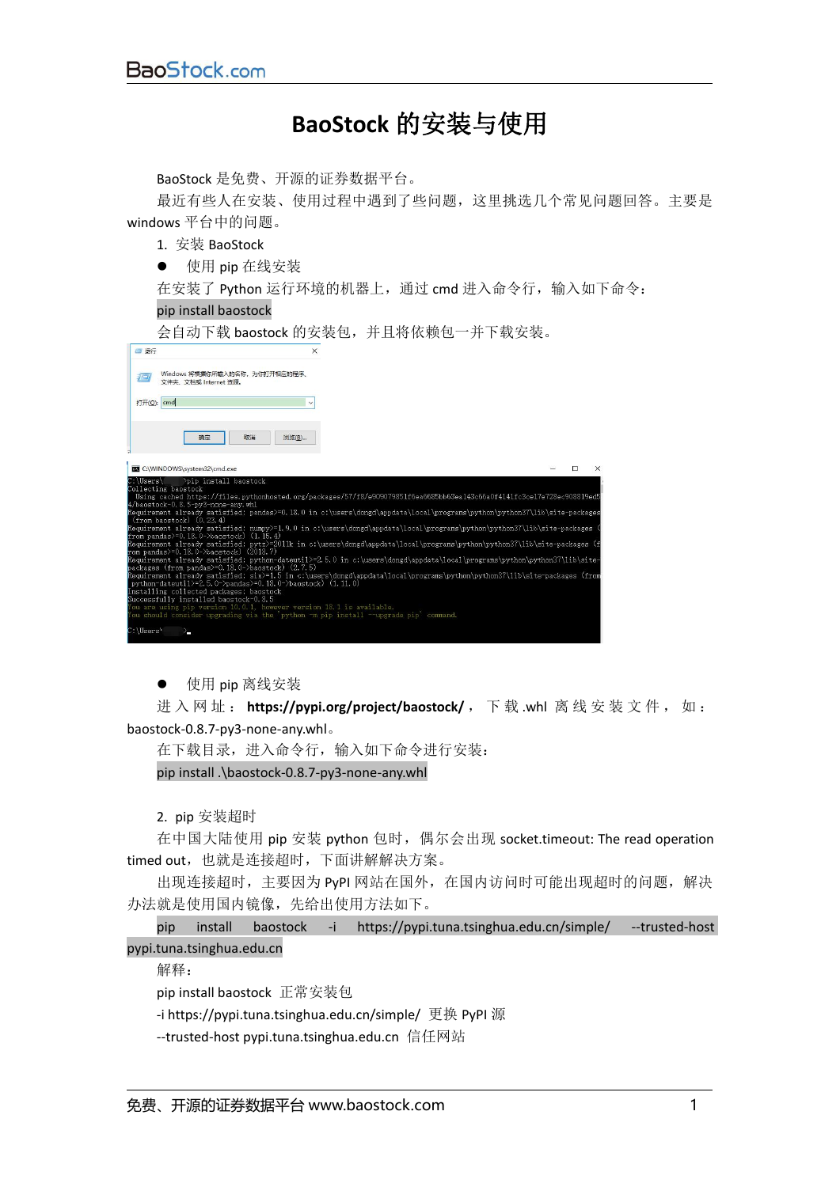# BaoStock 的安装与使用

BaoStock 是免费、开源的证券数据平台。

最近有些人在安装、使用过程中遇到了些问题，这里挑选几个常见问题回答。主要是 windows 平台中的问题。

1. 安装 BaoStock

- 使用 pip 在线安装

在安装了 Python 运行环境的机器上，通过 cmd 进入命令行，输入如下命令：

```
pip install baostock
```

会自动下载 baostock 的安装包，并且将依赖包一并下载安装。

- 使用 pip 离线安装

进入网址：**https://pypi.org/project/baostock/**，下载.whl 离线安装文件，如：baostock-0.8.7-py3-none-any.whl。

在下载目录，进入命令行，输入如下命令进行安装：

```
pip install .\baostock-0.8.7-py3-none-any.whl
```

2. pip 安装超时

在中国大陆使用 pip 安装 python 包时，偶尔会出现 socket.timeout: The read operation timed out，也就是连接超时，下面讲解解决方案。

出现连接超时，主要因为 PyPI 网站在国外，在国内访问时可能出现超时的问题，解决办法就是使用国内镜像，先给出使用方法如下。

```
pip install baostock -i https://pypi.tuna.tsinghua.edu.cn/simple/ --trusted-host pypi.tuna.tsinghua.edu.cn
```

解释：

pip install baostock 正常安装包

-i https://pypi.tuna.tsinghua.edu.cn/simple/ 更换 PyPI 源

--trusted-host pypi.tuna.tsinghua.edu.cn 信任网站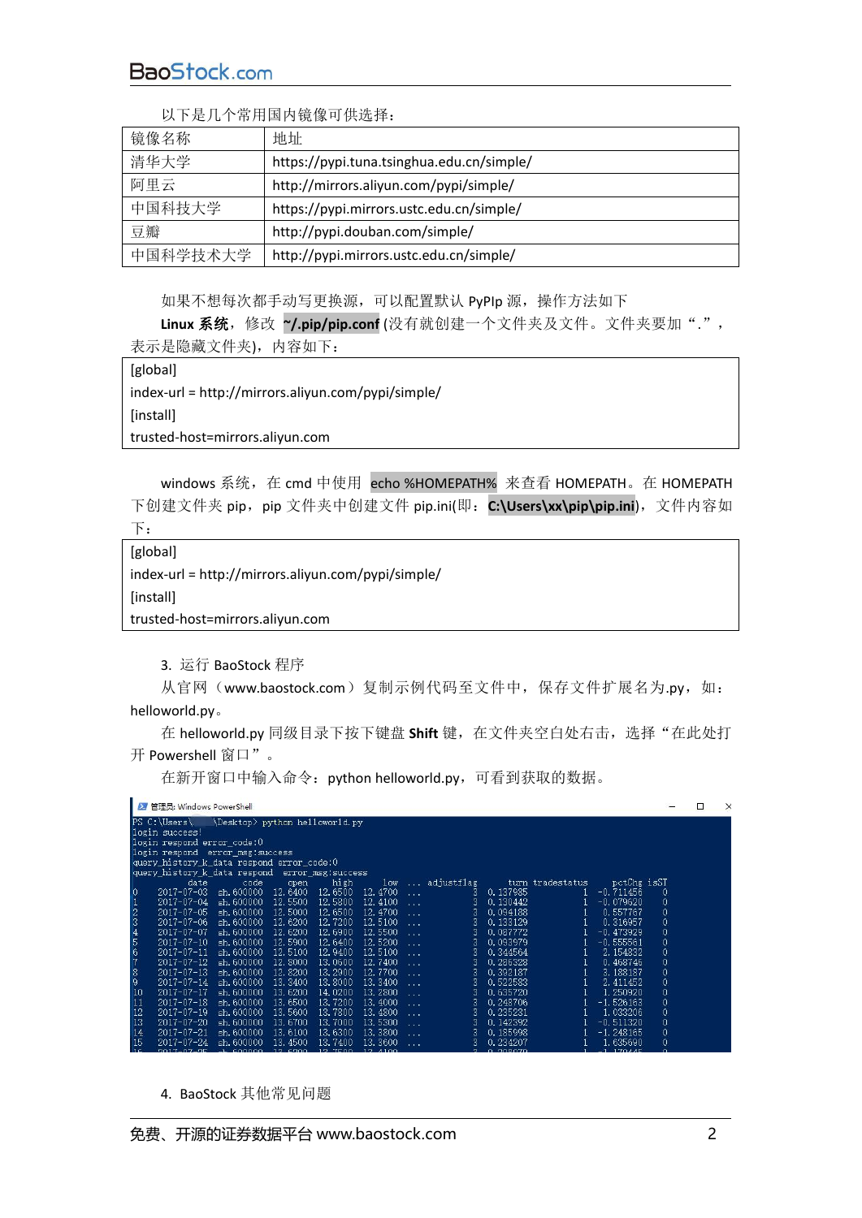以下是几个常用国内镜像可供选择：

| 镜像名称 | 地址 |
| --- | --- |
| 清华大学 | https://pypi.tuna.tsinghua.edu.cn/simple/ |
| 阿里云 | http://mirrors.aliyun.com/pypi/simple/ |
| 中国科技大学 | https://pypi.mirrors.ustc.edu.cn/simple/ |
| 豆瓣 | http://pypi.douban.com/simple/ |
| 中国科学技术大学 | http://pypi.mirrors.ustc.edu.cn/simple/ |

如果不想每次都手动写更换源，可以配置默认 PyPIp 源，操作方法如下

**Linux 系统**，修改 **~/.pip/pip.conf** (没有就创建一个文件夹及文件。文件夹要加“.”，表示是隐藏文件夹)，内容如下：

```
[global]
index-url = http://mirrors.aliyun.com/pypi/simple/
[install]
trusted-host=mirrors.aliyun.com
```

windows 系统，在 cmd 中使用 echo %HOMEPATH% 来查看 HOMEPATH。在 HOMEPATH 下创建文件夹 pip，pip 文件夹中创建文件 pip.ini(即：**C:\Users\xx\pip\pip.ini**)，文件内容如下：

```
[global]
index-url = http://mirrors.aliyun.com/pypi/simple/
[install]
trusted-host=mirrors.aliyun.com
```

3. 运行 BaoStock 程序

从官网（www.baostock.com）复制示例代码至文件中，保存文件扩展名为.py，如：helloworld.py。

在 helloworld.py 同级目录下按下键盘 **Shift** 键，在文件夹空白处右击，选择“在此处打开 Powershell 窗口”。

在新开窗口中输入命令：python helloworld.py，可看到获取的数据。

```
PS C:\Users\    \Desktop> python helloworld.py
login success!
login respond error_code:0
login respond  error_msg:success
query_history_k_data respond error_code:0
query_history_k_data respond  error_msg:success
          date       code     open     high      low  ... adjustflag      turn tradestatus    pctChg isST
0   2017-07-03  sh.600000  12.6400  12.6500  12.4700  ...          3  0.137935           1 -0.711456    0
1   2017-07-04  sh.600000  12.5500  12.5800  12.4100  ...          3  0.130442           1 -0.079620    0
2   2017-07-05  sh.600000  12.5000  12.6500  12.4700  ...          3  0.094188           1  0.557767    0
3   2017-07-06  sh.600000  12.6200  12.7200  12.5100  ...          3  0.133129           1  0.316957    0
4   2017-07-07  sh.600000  12.6200  12.6900  12.5500  ...          3  0.087772           1 -0.473929    0
5   2017-07-10  sh.600000  12.5900  12.6400  12.5200  ...          3  0.093979           1 -0.555561    0
6   2017-07-11  sh.600000  12.5100  12.9400  12.5100  ...          3  0.344564           1  2.154832    0
7   2017-07-12  sh.600000  12.8000  13.0500  12.7400  ...          3  0.286328           1  0.468746    0
8   2017-07-13  sh.600000  12.8200  13.2900  12.7700  ...          3  0.392187           1  3.188187    0
9   2017-07-14  sh.600000  13.3400  13.8000  13.3400  ...          3  0.522583           1  2.411452    0
10  2017-07-17  sh.600000  13.6200  14.0200  13.2800  ...          3  0.635720           1  1.250920    0
11  2017-07-18  sh.600000  13.6500  13.7200  13.4000  ...          3  0.248706           1 -1.526163    0
12  2017-07-19  sh.600000  13.5600  13.7300  13.4800  ...          3  0.235231           1  1.033206    0
13  2017-07-20  sh.600000  13.6700  13.7000  13.5300  ...          3  0.142392           1 -0.511320    0
14  2017-07-21  sh.600000  13.6100  13.6300  13.3800  ...          3  0.185998           1 -1.248165    0
15  2017-07-24  sh.600000  13.4500  13.7400  13.3600  ...          3  0.234207           1  1.635690    0
```

4. BaoStock 其他常见问题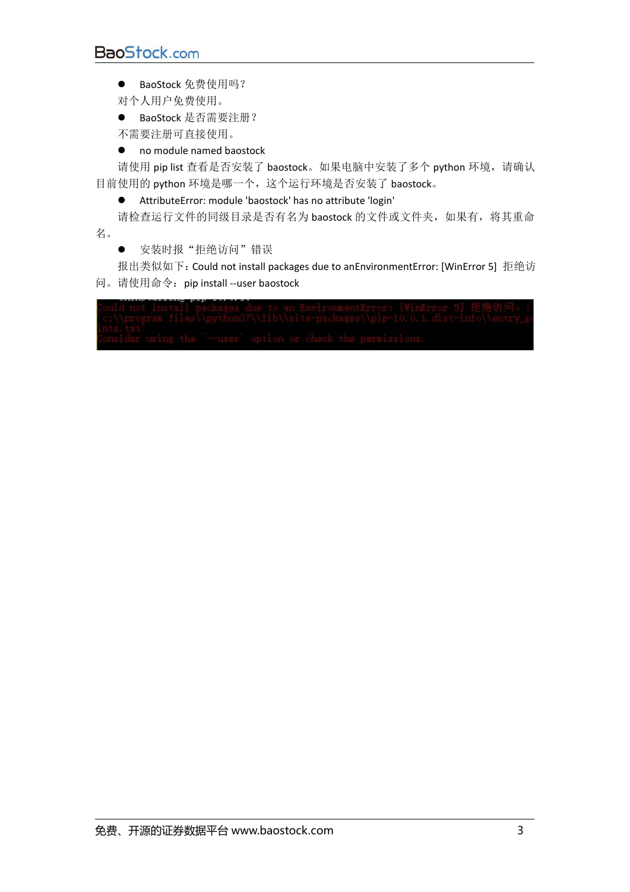- BaoStock 免费使用吗？

对个人用户免费使用。

- BaoStock 是否需要注册？

不需要注册可直接使用。

- no module named baostock

请使用 pip list 查看是否安装了 baostock。如果电脑中安装了多个 python 环境，请确认目前使用的 python 环境是哪一个，这个运行环境是否安装了 baostock。

- AttributeError: module 'baostock' has no attribute 'login'

请检查运行文件的同级目录是否有名为 baostock 的文件或文件夹，如果有，将其重命名。

- 安装时报“拒绝访问”错误

报出类似如下：Could not install packages due to anEnvironmentError: [WinError 5] 拒绝访问。请使用命令：pip install --user baostock

```
Could not install packages due to an EnvironmentError: [WinError 5] 拒绝访问。: 'c:\\program files\\python37\\lib\\site-packages\\pip-10.0.1.dist-info\\entry_points.txt'
Consider using the `--user` option or check the permissions.
```